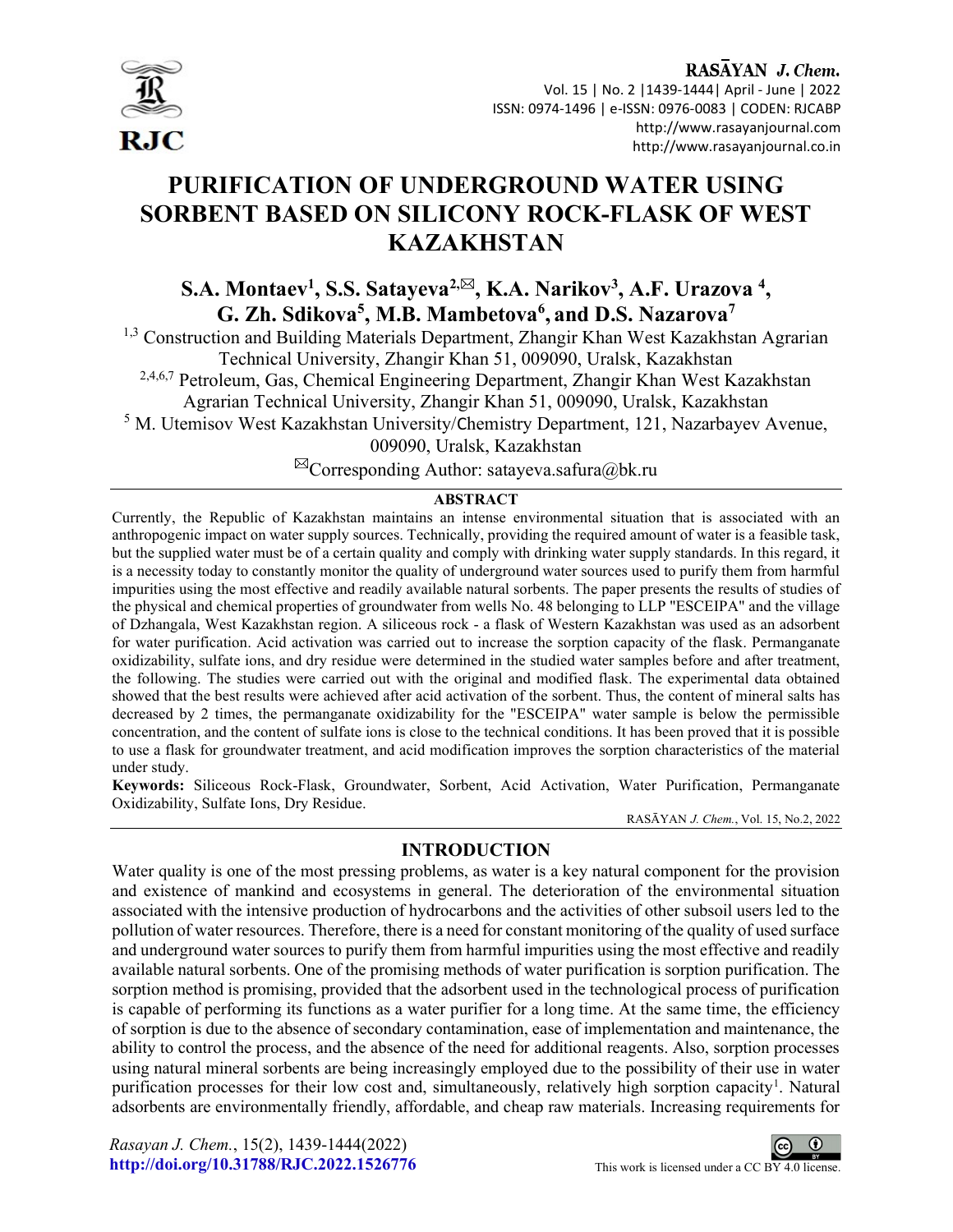# PURIFICATION OF UNDERGROUND WATER USING SORBENT BASED ON SILICONY ROCK-FLASK OF WEST KAZAKHSTAN

**S.A. Montaev[1], S.S. Satayeva[2,✉], K.A. Narikov[3], A.F. Urazova [4], G. Zh. Sdikova[5], M.B. Mambetova[6], and D.S. Nazarova[7]**

[1,3] Construction and Building Materials Department, Zhangir Khan West Kazakhstan Agrarian Technical University, Zhangir Khan 51, 009090, Uralsk, Kazakhstan

[2,4,6,7] Petroleum, Gas, Chemical Engineering Department, Zhangir Khan West Kazakhstan Agrarian Technical University, Zhangir Khan 51, 009090, Uralsk, Kazakhstan

[5] M. Utemisov West Kazakhstan University/Chemistry Department, 121, Nazarbayev Avenue, 009090, Uralsk, Kazakhstan

✉Corresponding Author: satayeva.safura@bk.ru

## ABSTRACT

Currently, the Republic of Kazakhstan maintains an intense environmental situation that is associated with an anthropogenic impact on water supply sources. Technically, providing the required amount of water is a feasible task, but the supplied water must be of a certain quality and comply with drinking water supply standards. In this regard, it is a necessity today to constantly monitor the quality of underground water sources used to purify them from harmful impurities using the most effective and readily available natural sorbents. The paper presents the results of studies of the physical and chemical properties of groundwater from wells No. 48 belonging to LLP "ESCEIPA" and the village of Dzhangala, West Kazakhstan region. A siliceous rock - a flask of Western Kazakhstan was used as an adsorbent for water purification. Acid activation was carried out to increase the sorption capacity of the flask. Permanganate oxidizability, sulfate ions, and dry residue were determined in the studied water samples before and after treatment, the following. The studies were carried out with the original and modified flask. The experimental data obtained showed that the best results were achieved after acid activation of the sorbent. Thus, the content of mineral salts has decreased by 2 times, the permanganate oxidizability for the "ESCEIPA" water sample is below the permissible concentration, and the content of sulfate ions is close to the technical conditions. It has been proved that it is possible to use a flask for groundwater treatment, and acid modification improves the sorption characteristics of the material under study.

**Keywords:** Siliceous Rock-Flask, Groundwater, Sorbent, Acid Activation, Water Purification, Permanganate Oxidizability, Sulfate Ions, Dry Residue.

## INTRODUCTION

Water quality is one of the most pressing problems, as water is a key natural component for the provision and existence of mankind and ecosystems in general. The deterioration of the environmental situation associated with the intensive production of hydrocarbons and the activities of other subsoil users led to the pollution of water resources. Therefore, there is a need for constant monitoring of the quality of used surface and underground water sources to purify them from harmful impurities using the most effective and readily available natural sorbents. One of the promising methods of water purification is sorption purification. The sorption method is promising, provided that the adsorbent used in the technological process of purification is capable of performing its functions as a water purifier for a long time. At the same time, the efficiency of sorption is due to the absence of secondary contamination, ease of implementation and maintenance, the ability to control the process, and the absence of the need for additional reagents. Also, sorption processes using natural mineral sorbents are being increasingly employed due to the possibility of their use in water purification processes for their low cost and, simultaneously, relatively high sorption capacity[1]. Natural adsorbents are environmentally friendly, affordable, and cheap raw materials. Increasing requirements for

*Rasayan J. Chem.*, 15(2), 1439-1444(2022)
http://doi.org/10.31788/RJC.2022.1526776

This work is licensed under a CC BY 4.0 license.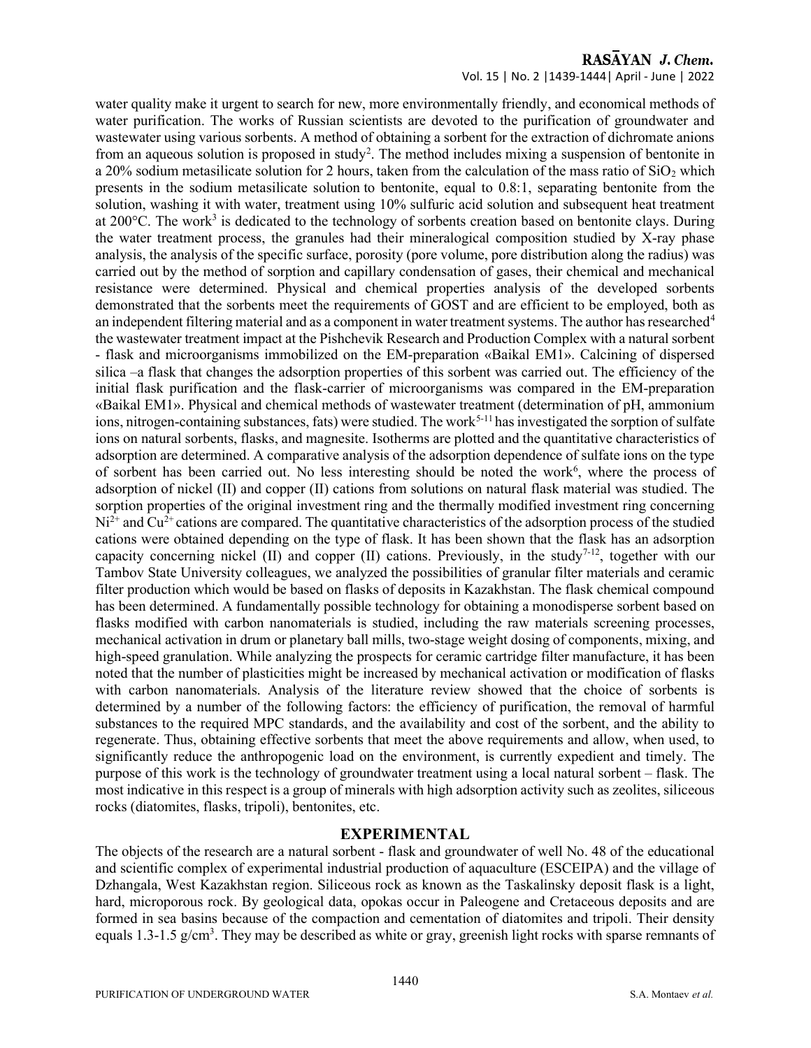water quality make it urgent to search for new, more environmentally friendly, and economical methods of water purification. The works of Russian scientists are devoted to the purification of groundwater and wastewater using various sorbents. A method of obtaining a sorbent for the extraction of dichromate anions from an aqueous solution is proposed in study[2]. The method includes mixing a suspension of bentonite in a 20% sodium metasilicate solution for 2 hours, taken from the calculation of the mass ratio of $SiO_2$ which presents in the sodium metasilicate solution to bentonite, equal to 0.8:1, separating bentonite from the solution, washing it with water, treatment using 10% sulfuric acid solution and subsequent heat treatment at 200°C. The work[3] is dedicated to the technology of sorbents creation based on bentonite clays. During the water treatment process, the granules had their mineralogical composition studied by X-ray phase analysis, the analysis of the specific surface, porosity (pore volume, pore distribution along the radius) was carried out by the method of sorption and capillary condensation of gases, their chemical and mechanical resistance were determined. Physical and chemical properties analysis of the developed sorbents demonstrated that the sorbents meet the requirements of GOST and are efficient to be employed, both as an independent filtering material and as a component in water treatment systems. The author has researched[4] the wastewater treatment impact at the Pishchevik Research and Production Complex with a natural sorbent - flask and microorganisms immobilized on the EM-preparation «Baikal EM1». Calcining of dispersed silica –a flask that changes the adsorption properties of this sorbent was carried out. The efficiency of the initial flask purification and the flask-carrier of microorganisms was compared in the EM-preparation «Baikal EM1». Physical and chemical methods of wastewater treatment (determination of pH, ammonium ions, nitrogen-containing substances, fats) were studied. The work[5-11] has investigated the sorption of sulfate ions on natural sorbents, flasks, and magnesite. Isotherms are plotted and the quantitative characteristics of adsorption are determined. A comparative analysis of the adsorption dependence of sulfate ions on the type of sorbent has been carried out. No less interesting should be noted the work[6], where the process of adsorption of nickel (II) and copper (II) cations from solutions on natural flask material was studied. The sorption properties of the original investment ring and the thermally modified investment ring concerning $Ni^{2+}$ and $Cu^{2+}$ cations are compared. The quantitative characteristics of the adsorption process of the studied cations were obtained depending on the type of flask. It has been shown that the flask has an adsorption capacity concerning nickel (II) and copper (II) cations. Previously, in the study[7-12], together with our Tambov State University colleagues, we analyzed the possibilities of granular filter materials and ceramic filter production which would be based on flasks of deposits in Kazakhstan. The flask chemical compound has been determined. A fundamentally possible technology for obtaining a monodisperse sorbent based on flasks modified with carbon nanomaterials is studied, including the raw materials screening processes, mechanical activation in drum or planetary ball mills, two-stage weight dosing of components, mixing, and high-speed granulation. While analyzing the prospects for ceramic cartridge filter manufacture, it has been noted that the number of plasticities might be increased by mechanical activation or modification of flasks with carbon nanomaterials. Analysis of the literature review showed that the choice of sorbents is determined by a number of the following factors: the efficiency of purification, the removal of harmful substances to the required MPC standards, and the availability and cost of the sorbent, and the ability to regenerate. Thus, obtaining effective sorbents that meet the above requirements and allow, when used, to significantly reduce the anthropogenic load on the environment, is currently expedient and timely. The purpose of this work is the technology of groundwater treatment using a local natural sorbent – flask. The most indicative in this respect is a group of minerals with high adsorption activity such as zeolites, siliceous rocks (diatomites, flasks, tripoli), bentonites, etc.

## EXPERIMENTAL

The objects of the research are a natural sorbent - flask and groundwater of well No. 48 of the educational and scientific complex of experimental industrial production of aquaculture (ESCEIPA) and the village of Dzhangala, West Kazakhstan region. Siliceous rock as known as the Taskalinsky deposit flask is a light, hard, microporous rock. By geological data, opokas occur in Paleogene and Cretaceous deposits and are formed in sea basins because of the compaction and cementation of diatomites and tripoli. Their density equals 1.3-1.5 g/cm$^3$. They may be described as white or gray, greenish light rocks with sparse remnants of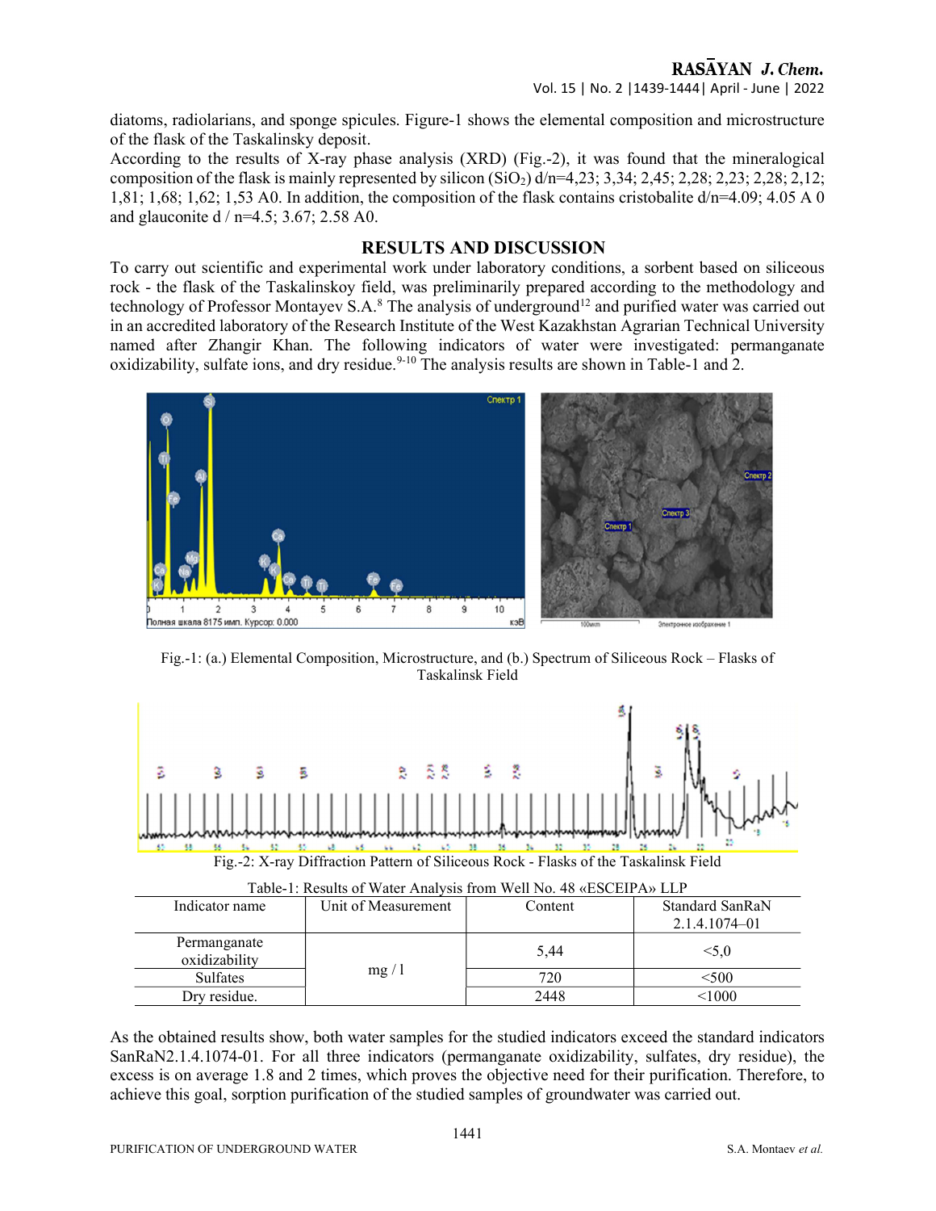diatoms, radiolarians, and sponge spicules. Figure-1 shows the elemental composition and microstructure of the flask of the Taskalinsky deposit.

According to the results of X-ray phase analysis (XRD) (Fig.-2), it was found that the mineralogical composition of the flask is mainly represented by silicon ($SiO_2$) d/n=4,23; 3,34; 2,45; 2,28; 2,23; 2,28; 2,12; 1,81; 1,68; 1,62; 1,53 A0. In addition, the composition of the flask contains cristobalite d/n=4.09; 4.05 A 0 and glauconite d / n=4.5; 3.67; 2.58 A0.

## RESULTS AND DISCUSSION

To carry out scientific and experimental work under laboratory conditions, a sorbent based on siliceous rock - the flask of the Taskalinskoy field, was preliminarily prepared according to the methodology and technology of Professor Montayev S.A.[8] The analysis of underground[12] and purified water was carried out in an accredited laboratory of the Research Institute of the West Kazakhstan Agrarian Technical University named after Zhangir Khan. The following indicators of water were investigated: permanganate oxidizability, sulfate ions, and dry residue.[9-10] The analysis results are shown in Table-1 and 2.

Fig.-1: (a.) Elemental Composition, Microstructure, and (b.) Spectrum of Siliceous Rock – Flasks of Taskalinsk Field

Fig.-2: X-ray Diffraction Pattern of Siliceous Rock - Flasks of the Taskalinsk Field

Table-1: Results of Water Analysis from Well No. 48 «ESCEIPA» LLP

| Indicator name | Unit of Measurement | Content | Standard SanRaN 2.1.4.1074–01 |
|---|---|---|---|
| Permanganate oxidizability | mg / l | 5,44 | <5,0 |
| Sulfates | | 720 | <500 |
| Dry residue. | | 2448 | <1000 |

As the obtained results show, both water samples for the studied indicators exceed the standard indicators SanRaN2.1.4.1074-01. For all three indicators (permanganate oxidizability, sulfates, dry residue), the excess is on average 1.8 and 2 times, which proves the objective need for their purification. Therefore, to achieve this goal, sorption purification of the studied samples of groundwater was carried out.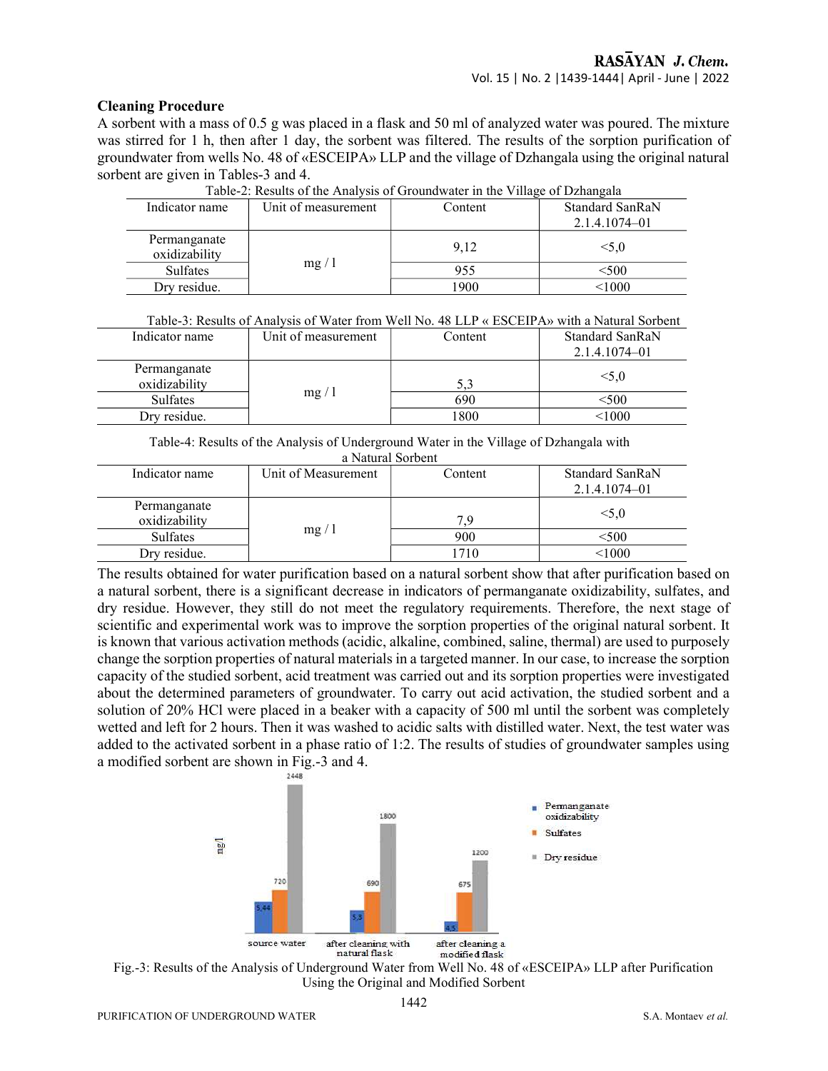### Cleaning Procedure

A sorbent with a mass of 0.5 g was placed in a flask and 50 ml of analyzed water was poured. The mixture was stirred for 1 h, then after 1 day, the sorbent was filtered. The results of the sorption purification of groundwater from wells No. 48 of «ESCEIPA» LLP and the village of Dzhangala using the original natural sorbent are given in Tables-3 and 4.

Table-2: Results of the Analysis of Groundwater in the Village of Dzhangala

| Indicator name | Unit of measurement | Content | Standard SanRaN 2.1.4.1074–01 |
|---|---|---|---|
| Permanganate oxidizability | mg / l | 9,12 | <5,0 |
| Sulfates | | 955 | <500 |
| Dry residue. | | 1900 | <1000 |

Table-3: Results of Analysis of Water from Well No. 48 LLP « ESCEIPA» with a Natural Sorbent

| Indicator name | Unit of measurement | Content | Standard SanRaN 2.1.4.1074–01 |
|---|---|---|---|
| Permanganate oxidizability | mg / l | 5,3 | <5,0 |
| Sulfates | | 690 | <500 |
| Dry residue. | | 1800 | <1000 |

Table-4: Results of the Analysis of Underground Water in the Village of Dzhangala with a Natural Sorbent

| Indicator name | Unit of Measurement | Content | Standard SanRaN 2.1.4.1074–01 |
|---|---|---|---|
| Permanganate oxidizability | mg / l | 7,9 | <5,0 |
| Sulfates | | 900 | <500 |
| Dry residue. | | 1710 | <1000 |

The results obtained for water purification based on a natural sorbent show that after purification based on a natural sorbent, there is a significant decrease in indicators of permanganate oxidizability, sulfates, and dry residue. However, they still do not meet the regulatory requirements. Therefore, the next stage of scientific and experimental work was to improve the sorption properties of the original natural sorbent. It is known that various activation methods (acidic, alkaline, combined, saline, thermal) are used to purposely change the sorption properties of natural materials in a targeted manner. In our case, to increase the sorption capacity of the studied sorbent, acid treatment was carried out and its sorption properties were investigated about the determined parameters of groundwater. To carry out acid activation, the studied sorbent and a solution of 20% HCl were placed in a beaker with a capacity of 500 ml until the sorbent was completely wetted and left for 2 hours. Then it was washed to acidic salts with distilled water. Next, the test water was added to the activated sorbent in a phase ratio of 1:2. The results of studies of groundwater samples using a modified sorbent are shown in Fig.-3 and 4.

| | Permanganate oxidizability (mg/l) | Sulfates (mg/l) | Dry residue (mg/l) |
|---|---|---|---|
| source water | 5,44 | 720 | 2448 |
| after cleaning with natural flask | 5,3 | 690 | 1800 |
| after cleaning a modified flask | 4,5 | 675 | 1200 |

Fig.-3: Results of the Analysis of Underground Water from Well No. 48 of «ESCEIPA» LLP after Purification Using the Original and Modified Sorbent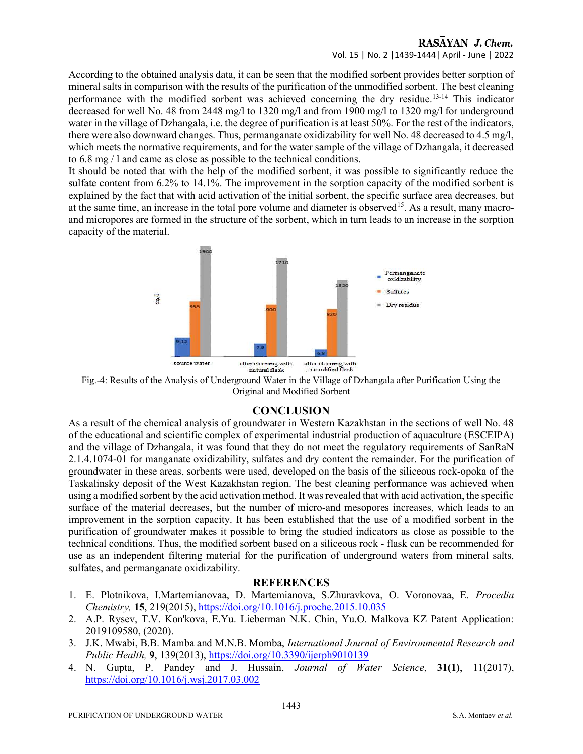According to the obtained analysis data, it can be seen that the modified sorbent provides better sorption of mineral salts in comparison with the results of the purification of the unmodified sorbent. The best cleaning performance with the modified sorbent was achieved concerning the dry residue.[13-14] This indicator decreased for well No. 48 from 2448 mg/l to 1320 mg/l and from 1900 mg/l to 1320 mg/l for underground water in the village of Dzhangala, i.e. the degree of purification is at least 50%. For the rest of the indicators, there were also downward changes. Thus, permanganate oxidizability for well No. 48 decreased to 4.5 mg/l, which meets the normative requirements, and for the water sample of the village of Dzhangala, it decreased to 6.8 mg / l and came as close as possible to the technical conditions.

It should be noted that with the help of the modified sorbent, it was possible to significantly reduce the sulfate content from 6.2% to 14.1%. The improvement in the sorption capacity of the modified sorbent is explained by the fact that with acid activation of the initial sorbent, the specific surface area decreases, but at the same time, an increase in the total pore volume and diameter is observed[15]. As a result, many macro- and micropores are formed in the structure of the sorbent, which in turn leads to an increase in the sorption capacity of the material.

| | Permanganate oxidizability (mg/l) | Sulfates (mg/l) | Dry residue (mg/l) |
|---|---|---|---|
| source water | 9,12 | 955 | 1900 |
| after cleaning with natural flask | 7,9 | 900 | 1710 |
| after cleaning with a modified flask | 6,8 | 820 | 1320 |

Fig.-4: Results of the Analysis of Underground Water in the Village of Dzhangala after Purification Using the Original and Modified Sorbent

## CONCLUSION

As a result of the chemical analysis of groundwater in Western Kazakhstan in the sections of well No. 48 of the educational and scientific complex of experimental industrial production of aquaculture (ESCEIPA) and the village of Dzhangala, it was found that they do not meet the regulatory requirements of SanRaN 2.1.4.1074-01 for manganate oxidizability, sulfates and dry content the remainder. For the purification of groundwater in these areas, sorbents were used, developed on the basis of the siliceous rock-opoka of the Taskalinsky deposit of the West Kazakhstan region. The best cleaning performance was achieved when using a modified sorbent by the acid activation method. It was revealed that with acid activation, the specific surface of the material decreases, but the number of micro-and mesopores increases, which leads to an improvement in the sorption capacity. It has been established that the use of a modified sorbent in the purification of groundwater makes it possible to bring the studied indicators as close as possible to the technical conditions. Thus, the modified sorbent based on a siliceous rock - flask can be recommended for use as an independent filtering material for the purification of underground waters from mineral salts, sulfates, and permanganate oxidizability.

## REFERENCES

1. E. Plotnikova, I.Martemianovaa, D. Martemianova, S.Zhuravkova, O. Voronovaa, E. *Procedia Chemistry,* **15**, 219(2015), https://doi.org/10.1016/j.proche.2015.10.035
2. A.P. Rysev, T.V. Kon'kova, E.Yu. Lieberman N.K. Chin, Yu.O. Malkova KZ Patent Application: 2019109580, (2020).
3. J.K. Mwabi, B.B. Mamba and M.N.B. Momba, *International Journal of Environmental Research and Public Health,* **9**, 139(2013), https://doi.org/10.3390/ijerph9010139
4. N. Gupta, P. Pandey and J. Hussain, *Journal of Water Science*, **31(1)**, 11(2017), https://doi.org/10.1016/j.wsj.2017.03.002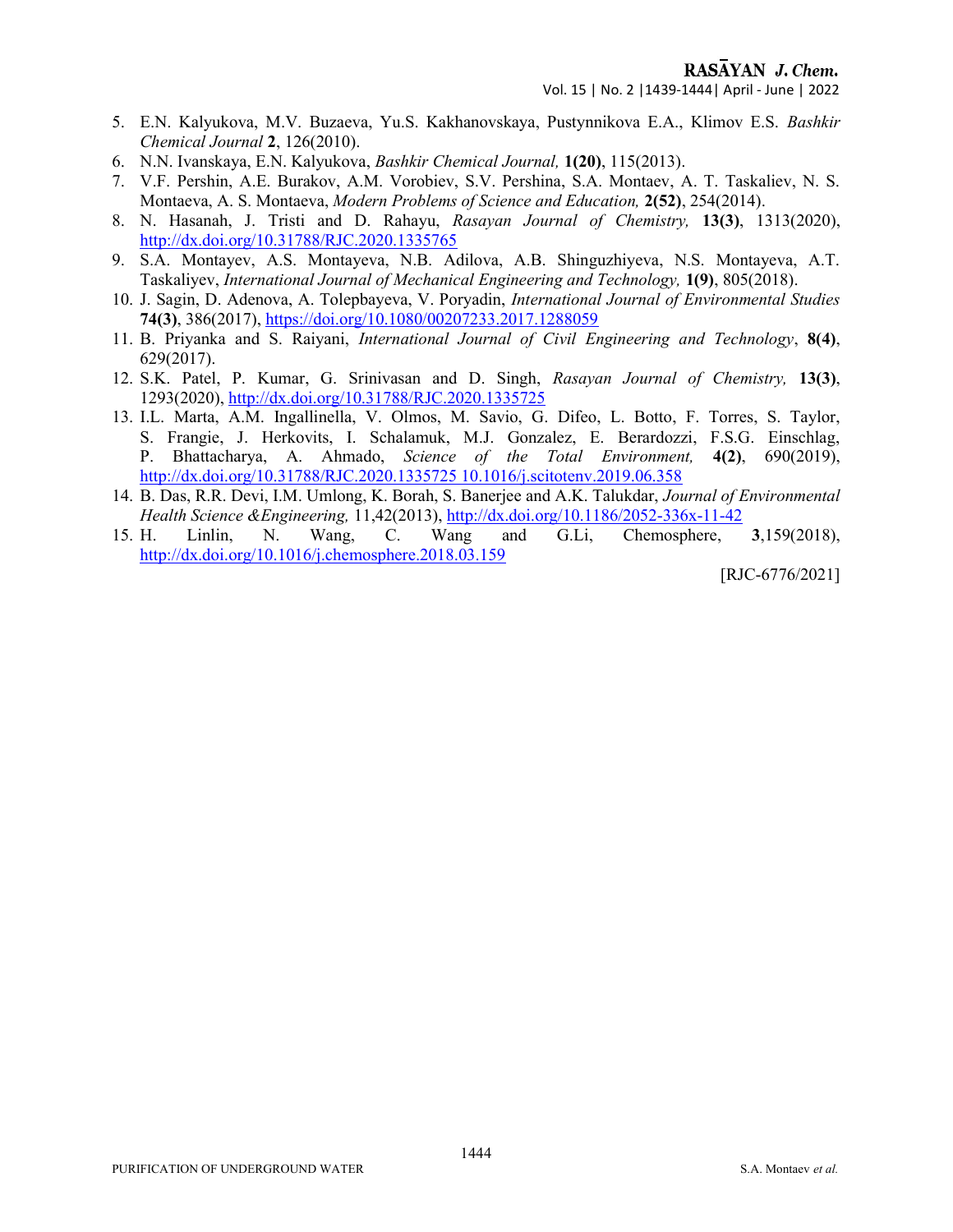5. E.N. Kalyukova, M.V. Buzaeva, Yu.S. Kakhanovskaya, Pustynnikova E.A., Klimov E.S. *Bashkir Chemical Journal* **2**, 126(2010).
6. N.N. Ivanskaya, E.N. Kalyukova, *Bashkir Chemical Journal,* **1(20)**, 115(2013).
7. V.F. Pershin, A.E. Burakov, A.M. Vorobiev, S.V. Pershina, S.A. Montaev, A. T. Taskaliev, N. S. Montaeva, A. S. Montaeva, *Modern Problems of Science and Education,* **2(52)**, 254(2014).
8. N. Hasanah, J. Tristi and D. Rahayu, *Rasayan Journal of Chemistry,* **13(3)**, 1313(2020), http://dx.doi.org/10.31788/RJC.2020.1335765
9. S.A. Montayev, A.S. Montayeva, N.B. Adilova, A.B. Shinguzhiyeva, N.S. Montayeva, A.T. Taskaliyev, *International Journal of Mechanical Engineering and Technology,* **1(9)**, 805(2018).
10. J. Sagin, D. Adenova, A. Tolepbayeva, V. Poryadin, *International Journal of Environmental Studies* **74(3)**, 386(2017), https://doi.org/10.1080/00207233.2017.1288059
11. B. Priyanka and S. Raiyani, *International Journal of Civil Engineering and Technology*, **8(4)**, 629(2017).
12. S.K. Patel, P. Kumar, G. Srinivasan and D. Singh, *Rasayan Journal of Chemistry,* **13(3)**, 1293(2020), http://dx.doi.org/10.31788/RJC.2020.1335725
13. I.L. Marta, A.M. Ingallinella, V. Olmos, M. Savio, G. Difeo, L. Botto, F. Torres, S. Taylor, S. Frangie, J. Herkovits, I. Schalamuk, M.J. Gonzalez, E. Berardozzi, F.S.G. Einschlag, P. Bhattacharya, A. Ahmado, *Science of the Total Environment,* **4(2)**, 690(2019), http://dx.doi.org/10.31788/RJC.2020.1335725 10.1016/j.scitotenv.2019.06.358
14. B. Das, R.R. Devi, I.M. Umlong, K. Borah, S. Banerjee and A.K. Talukdar, *Journal of Environmental Health Science &Engineering,* 11,42(2013), http://dx.doi.org/10.1186/2052-336x-11-42
15. H. Linlin, N. Wang, C. Wang and G.Li, Chemosphere, **3**,159(2018), http://dx.doi.org/10.1016/j.chemosphere.2018.03.159

[RJC-6776/2021]